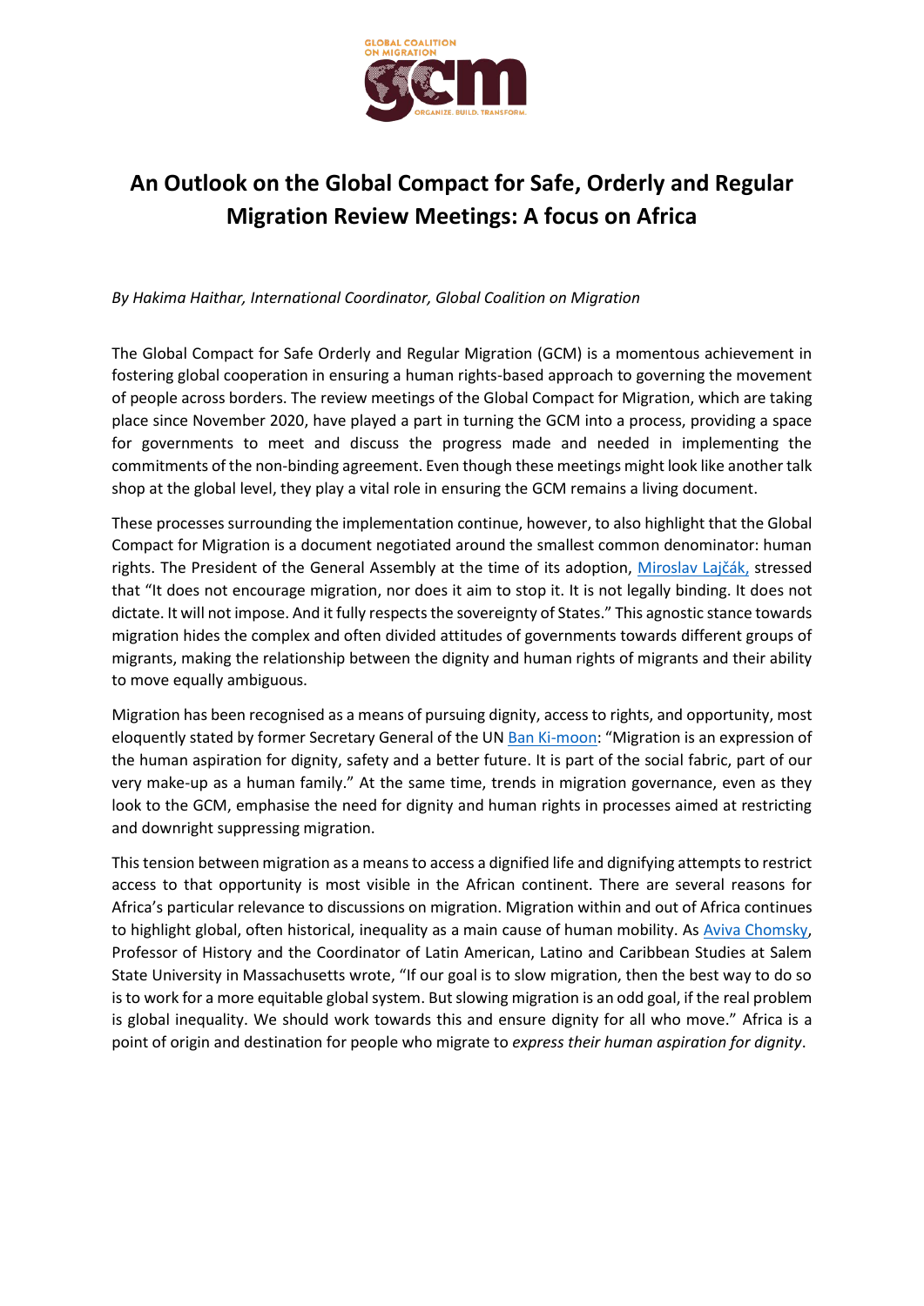# An Outlook on the Global Compact for Safe, Orderly and Regular Migration Review Meetings: A focus on Africa

*By Hakima Haithar, International Coordinator, Global Coalition on Migration*

The Global Compact for Safe Orderly and Regular Migration (GCM) is a momentous achievement in fostering global cooperation in ensuring a human rights-based approach to governing the movement of people across borders. The review meetings of the Global Compact for Migration, which are taking place since November 2020, have played a part in turning the GCM into a process, providing a space for governments to meet and discuss the progress made and needed in implementing the commitments of the non-binding agreement. Even though these meetings might look like another talk shop at the global level, they play a vital role in ensuring the GCM remains a living document.

These processes surrounding the implementation continue, however, to also highlight that the Global Compact for Migration is a document negotiated around the smallest common denominator: human rights. The President of the General Assembly at the time of its adoption, Miroslav Lajčák, stressed that "It does not encourage migration, nor does it aim to stop it. It is not legally binding. It does not dictate. It will not impose. And it fully respects the sovereignty of States." This agnostic stance towards migration hides the complex and often divided attitudes of governments towards different groups of migrants, making the relationship between the dignity and human rights of migrants and their ability to move equally ambiguous.

Migration has been recognised as a means of pursuing dignity, access to rights, and opportunity, most eloquently stated by former Secretary General of the UN Ban Ki-moon: "Migration is an expression of the human aspiration for dignity, safety and a better future. It is part of the social fabric, part of our very make-up as a human family." At the same time, trends in migration governance, even as they look to the GCM, emphasise the need for dignity and human rights in processes aimed at restricting and downright suppressing migration.

This tension between migration as a means to access a dignified life and dignifying attempts to restrict access to that opportunity is most visible in the African continent. There are several reasons for Africa's particular relevance to discussions on migration. Migration within and out of Africa continues to highlight global, often historical, inequality as a main cause of human mobility. As Aviva Chomsky, Professor of History and the Coordinator of Latin American, Latino and Caribbean Studies at Salem State University in Massachusetts wrote, "If our goal is to slow migration, then the best way to do so is to work for a more equitable global system. But slowing migration is an odd goal, if the real problem is global inequality. We should work towards this and ensure dignity for all who move." Africa is a point of origin and destination for people who migrate to *express their human aspiration for dignity*.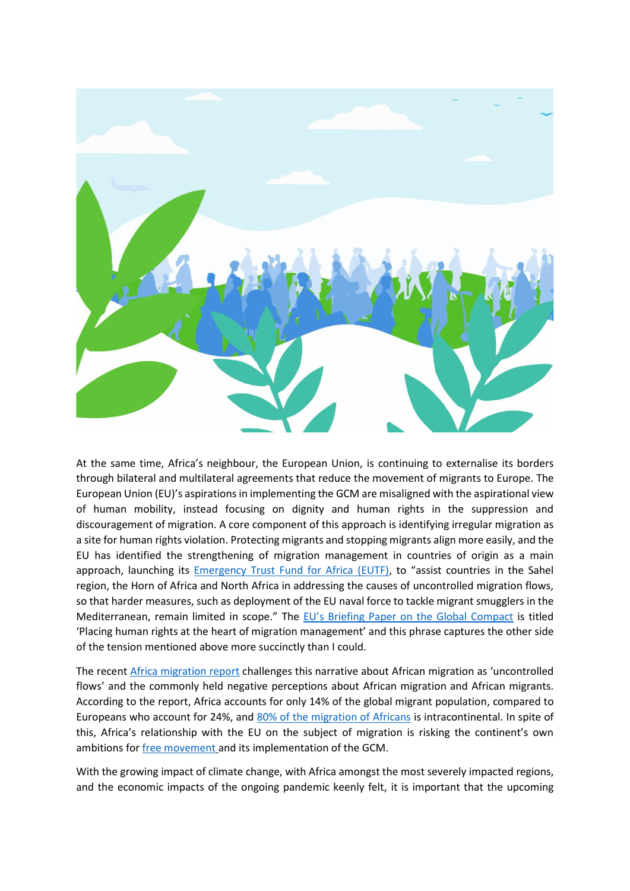At the same time, Africa's neighbour, the European Union, is continuing to externalise its borders through bilateral and multilateral agreements that reduce the movement of migrants to Europe. The European Union (EU)'s aspirations in implementing the GCM are misaligned with the aspirational view of human mobility, instead focusing on dignity and human rights in the suppression and discouragement of migration. A core component of this approach is identifying irregular migration as a site for human rights violation. Protecting migrants and stopping migrants align more easily, and the EU has identified the strengthening of migration management in countries of origin as a main approach, launching its [Emergency Trust Fund for Africa (EUTF)](), to "assist countries in the Sahel region, the Horn of Africa and North Africa in addressing the causes of uncontrolled migration flows, so that harder measures, such as deployment of the EU naval force to tackle migrant smugglers in the Mediterranean, remain limited in scope." The [EU's Briefing Paper on the Global Compact]() is titled 'Placing human rights at the heart of migration management' and this phrase captures the other side of the tension mentioned above more succinctly than I could.

The recent [Africa migration report]() challenges this narrative about African migration as 'uncontrolled flows' and the commonly held negative perceptions about African migration and African migrants. According to the report, Africa accounts for only 14% of the global migrant population, compared to Europeans who account for 24%, and [80% of the migration of Africans]() is intracontinental. In spite of this, Africa's relationship with the EU on the subject of migration is risking the continent's own ambitions for [free movement]() and its implementation of the GCM.

With the growing impact of climate change, with Africa amongst the most severely impacted regions, and the economic impacts of the ongoing pandemic keenly felt, it is important that the upcoming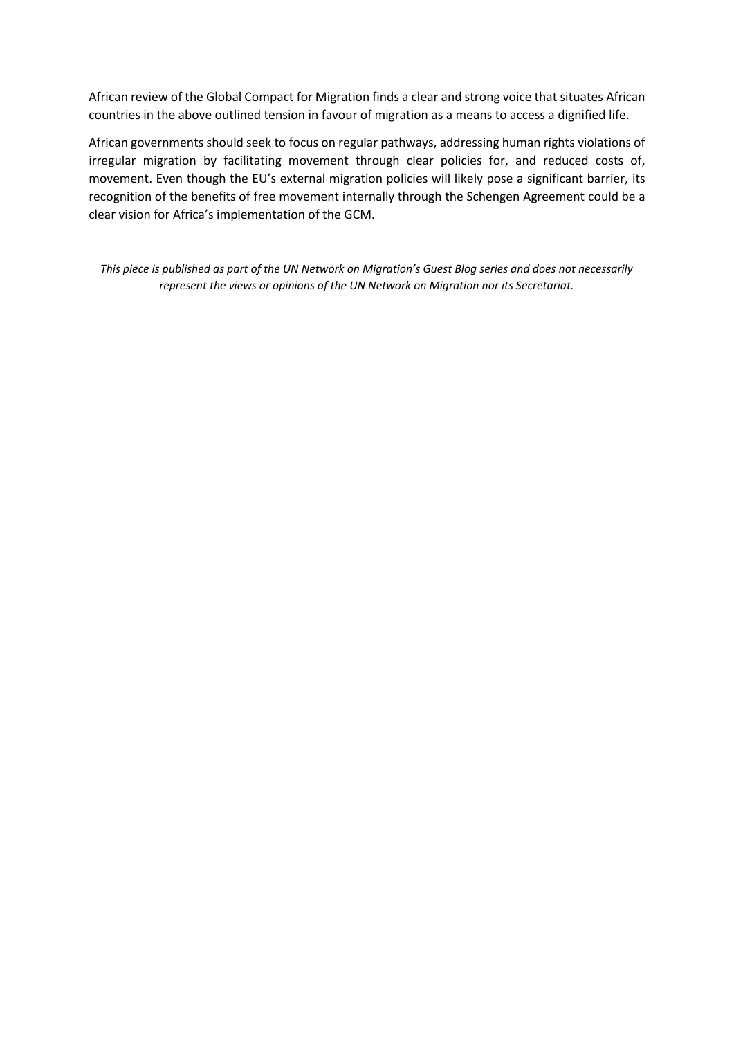African review of the Global Compact for Migration finds a clear and strong voice that situates African countries in the above outlined tension in favour of migration as a means to access a dignified life.

African governments should seek to focus on regular pathways, addressing human rights violations of irregular migration by facilitating movement through clear policies for, and reduced costs of, movement. Even though the EU's external migration policies will likely pose a significant barrier, its recognition of the benefits of free movement internally through the Schengen Agreement could be a clear vision for Africa's implementation of the GCM.

*This piece is published as part of the UN Network on Migration's Guest Blog series and does not necessarily represent the views or opinions of the UN Network on Migration nor its Secretariat.*